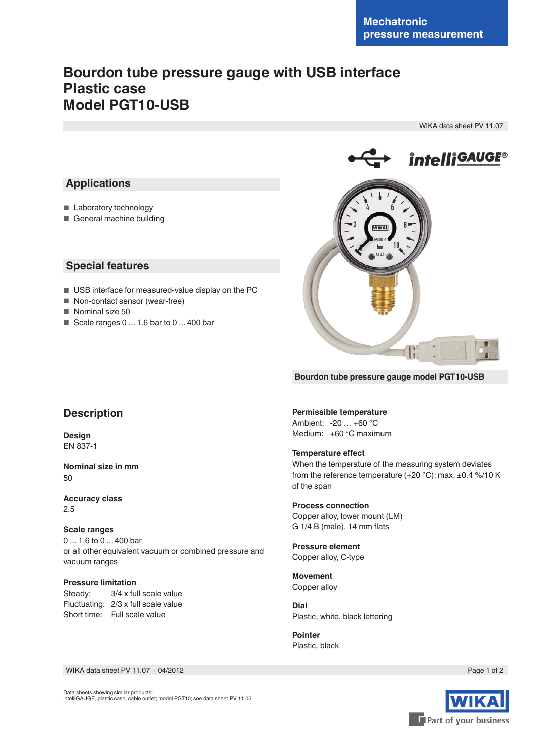Mechatronic pressure measurement

# Bourdon tube pressure gauge with USB interface
# Plastic case
# Model PGT10-USB

WIKA data sheet PV 11.07

## Applications

- Laboratory technology
- General machine building

## Special features

- USB interface for measured-value display on the PC
- Non-contact sensor (wear-free)
- Nominal size 50
- Scale ranges 0 ... 1.6 bar to 0 ... 400 bar

Bourdon tube pressure gauge model PGT10-USB

## Description

**Design**
EN 837-1

**Nominal size in mm**
50

**Accuracy class**
2.5

**Scale ranges**
0 ... 1.6 to 0 ... 400 bar
or all other equivalent vacuum or combined pressure and vacuum ranges

**Pressure limitation**
Steady: 3/4 x full scale value
Fluctuating: 2/3 x full scale value
Short time: Full scale value

**Permissible temperature**
Ambient: -20 … +60 °C
Medium: +60 °C maximum

**Temperature effect**
When the temperature of the measuring system deviates from the reference temperature (+20 °C): max. ±0.4 %/10 K of the span

**Process connection**
Copper alloy, lower mount (LM)
G 1/4 B (male), 14 mm flats

**Pressure element**
Copper alloy, C-type

**Movement**
Copper alloy

**Dial**
Plastic, white, black lettering

**Pointer**
Plastic, black

WIKA data sheet PV 11.07 · 04/2012

Data sheets showing similar products:
intelliGAUGE, plastic case, cable outlet; model PGT10; see data sheet PV 11.05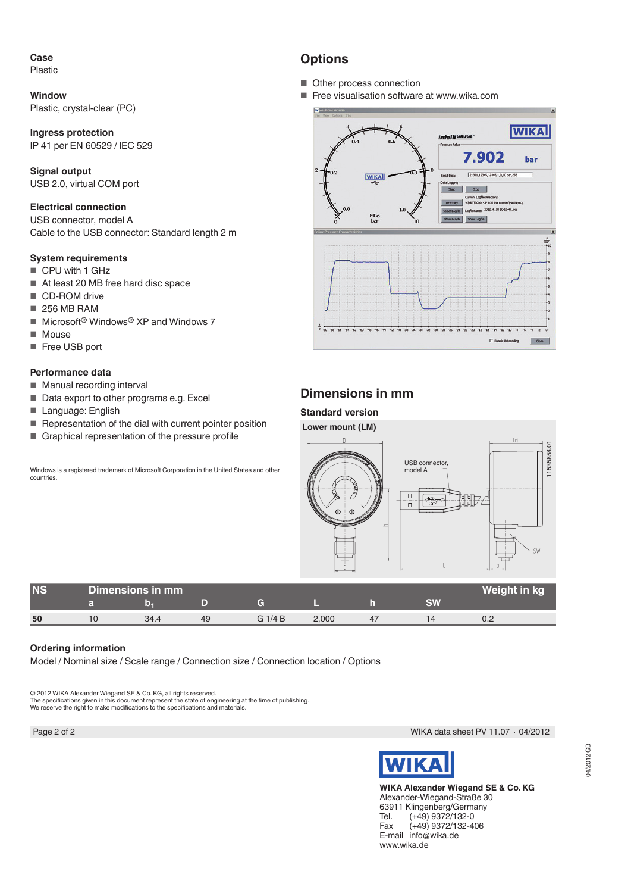**Case**
Plastic

**Window**
Plastic, crystal-clear (PC)

**Ingress protection**
IP 41 per EN 60529 / IEC 529

**Signal output**
USB 2.0, virtual COM port

**Electrical connection**
USB connector, model A
Cable to the USB connector: Standard length 2 m

**System requirements**
- CPU with 1 GHz
- At least 20 MB free hard disc space
- CD-ROM drive
- 256 MB RAM
- Microsoft® Windows® XP and Windows 7
- Mouse
- Free USB port

**Performance data**
- Manual recording interval
- Data export to other programs e.g. Excel
- Language: English
- Representation of the dial with current pointer position
- Graphical representation of the pressure profile

Windows is a registered trademark of Microsoft Corporation in the United States and other countries.

## Options

- Other process connection
- Free visualisation software at www.wika.com

## Dimensions in mm

### Standard version

**Lower mount (LM)**

USB connector, model A

11535858.01

| NS | Dimensions in mm | | | | | | | Weight in kg |
|---|---|---|---|---|---|---|---|---|
| | a | $b_1$ | D | G | L | h | SW | |
| **50** | 10 | 34.4 | 49 | G 1/4 B | 2,000 | 47 | 14 | 0.2 |

**Ordering information**
Model / Nominal size / Scale range / Connection size / Connection location / Options

© 2012 WIKA Alexander Wiegand SE & Co. KG, all rights reserved.
The specifications given in this document represent the state of engineering at the time of publishing.
We reserve the right to make modifications to the specifications and materials.

WIKA data sheet PV 11.07 · 04/2012

**WIKA Alexander Wiegand SE & Co. KG**
Alexander-Wiegand-Straße 30
63911 Klingenberg/Germany
Tel. (+49) 9372/132-0
Fax (+49) 9372/132-406
E-mail info@wika.de
www.wika.de

04/2012 GB